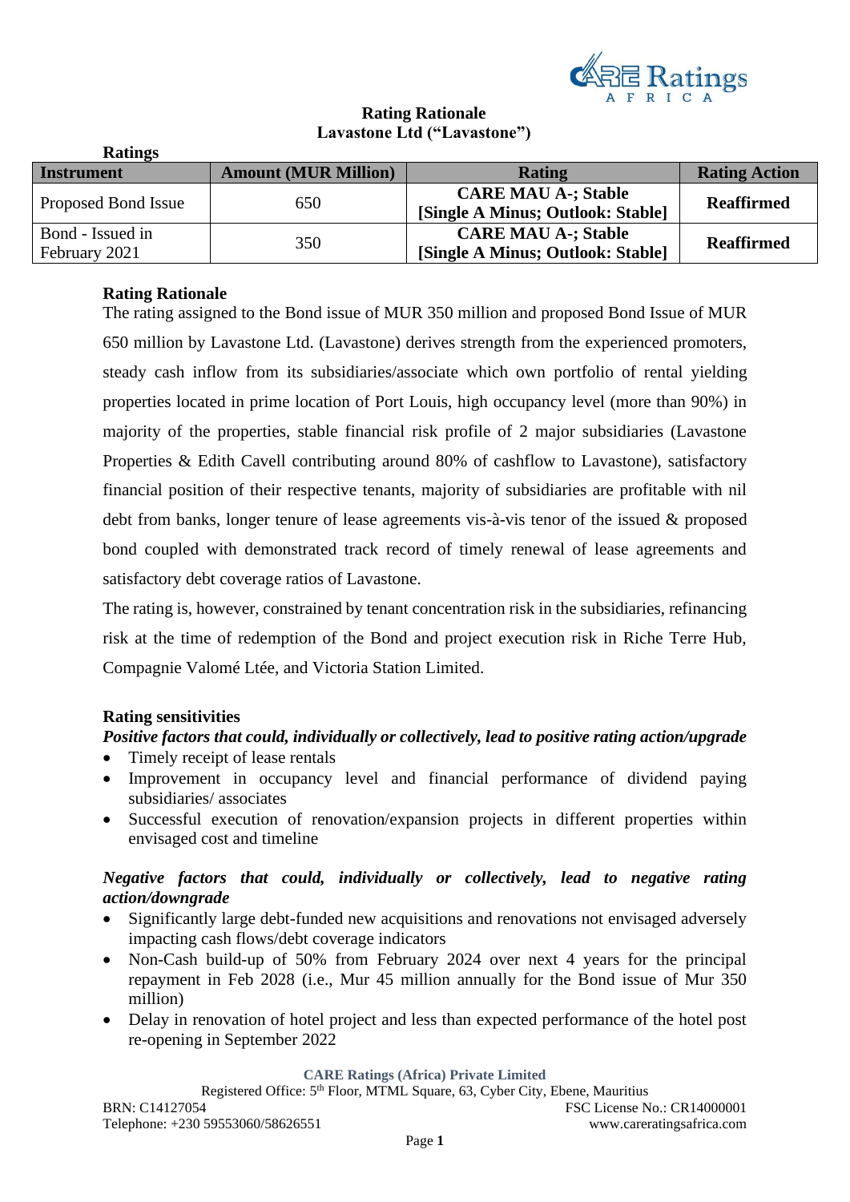# Rating Rationale
## Lavastone Ltd ("Lavastone")

**Ratings**

| Instrument | Amount (MUR Million) | Rating | Rating Action |
|---|---|---|---|
| Proposed Bond Issue | 650 | **CARE MAU A-; Stable [Single A Minus; Outlook: Stable]** | **Reaffirmed** |
| Bond - Issued in February 2021 | 350 | **CARE MAU A-; Stable [Single A Minus; Outlook: Stable]** | **Reaffirmed** |

### Rating Rationale

The rating assigned to the Bond issue of MUR 350 million and proposed Bond Issue of MUR 650 million by Lavastone Ltd. (Lavastone) derives strength from the experienced promoters, steady cash inflow from its subsidiaries/associate which own portfolio of rental yielding properties located in prime location of Port Louis, high occupancy level (more than 90%) in majority of the properties, stable financial risk profile of 2 major subsidiaries (Lavastone Properties & Edith Cavell contributing around 80% of cashflow to Lavastone), satisfactory financial position of their respective tenants, majority of subsidiaries are profitable with nil debt from banks, longer tenure of lease agreements vis-à-vis tenor of the issued & proposed bond coupled with demonstrated track record of timely renewal of lease agreements and satisfactory debt coverage ratios of Lavastone.

The rating is, however, constrained by tenant concentration risk in the subsidiaries, refinancing risk at the time of redemption of the Bond and project execution risk in Riche Terre Hub, Compagnie Valomé Ltée, and Victoria Station Limited.

### Rating sensitivities

***Positive factors that could, individually or collectively, lead to positive rating action/upgrade***

- Timely receipt of lease rentals
- Improvement in occupancy level and financial performance of dividend paying subsidiaries/ associates
- Successful execution of renovation/expansion projects in different properties within envisaged cost and timeline

***Negative factors that could, individually or collectively, lead to negative rating action/downgrade***

- Significantly large debt-funded new acquisitions and renovations not envisaged adversely impacting cash flows/debt coverage indicators
- Non-Cash build-up of 50% from February 2024 over next 4 years for the principal repayment in Feb 2028 (i.e., Mur 45 million annually for the Bond issue of Mur 350 million)
- Delay in renovation of hotel project and less than expected performance of the hotel post re-opening in September 2022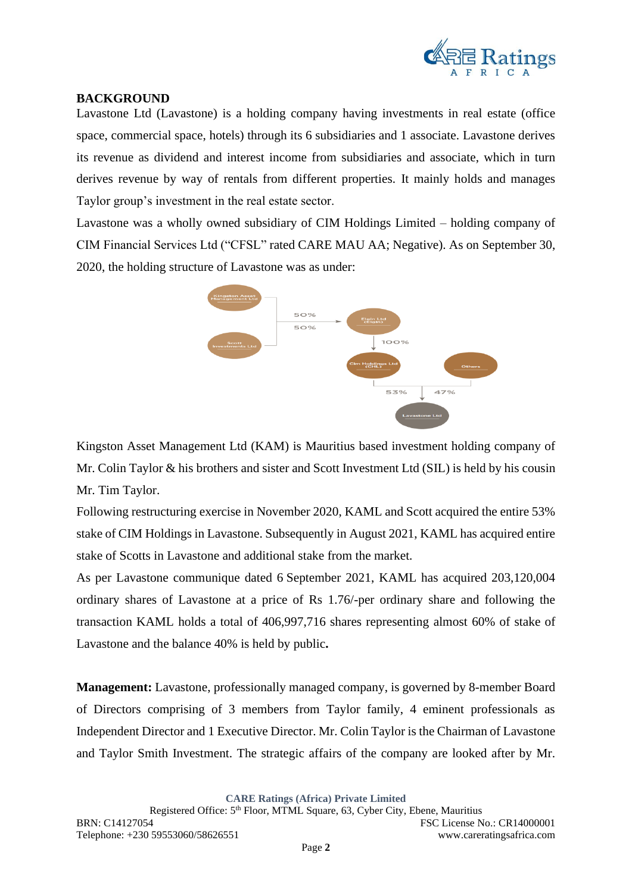## BACKGROUND

Lavastone Ltd (Lavastone) is a holding company having investments in real estate (office space, commercial space, hotels) through its 6 subsidiaries and 1 associate. Lavastone derives its revenue as dividend and interest income from subsidiaries and associate, which in turn derives revenue by way of rentals from different properties. It mainly holds and manages Taylor group's investment in the real estate sector.

Lavastone was a wholly owned subsidiary of CIM Holdings Limited – holding company of CIM Financial Services Ltd ("CFSL" rated CARE MAU AA; Negative). As on September 30, 2020, the holding structure of Lavastone was as under:

Kingston Asset Management Ltd (KAM) is Mauritius based investment holding company of Mr. Colin Taylor & his brothers and sister and Scott Investment Ltd (SIL) is held by his cousin Mr. Tim Taylor.

Following restructuring exercise in November 2020, KAML and Scott acquired the entire 53% stake of CIM Holdings in Lavastone. Subsequently in August 2021, KAML has acquired entire stake of Scotts in Lavastone and additional stake from the market.

As per Lavastone communique dated 6 September 2021, KAML has acquired 203,120,004 ordinary shares of Lavastone at a price of Rs 1.76/-per ordinary share and following the transaction KAML holds a total of 406,997,716 shares representing almost 60% of stake of Lavastone and the balance 40% is held by public.

**Management:** Lavastone, professionally managed company, is governed by 8-member Board of Directors comprising of 3 members from Taylor family, 4 eminent professionals as Independent Director and 1 Executive Director. Mr. Colin Taylor is the Chairman of Lavastone and Taylor Smith Investment. The strategic affairs of the company are looked after by Mr.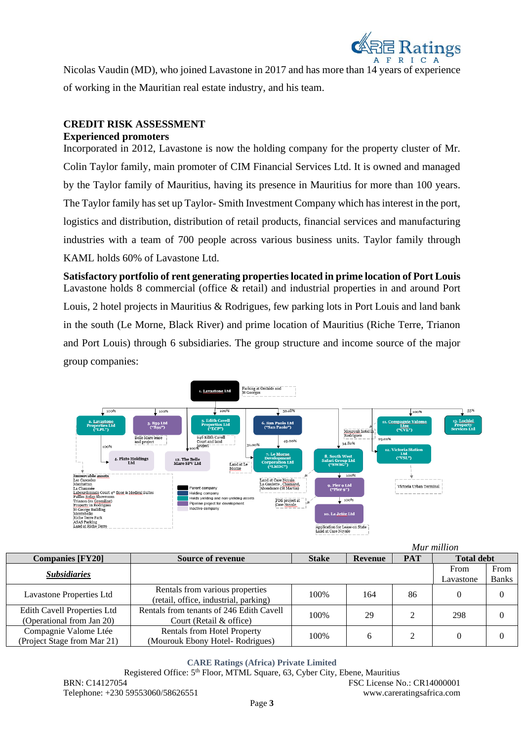Nicolas Vaudin (MD), who joined Lavastone in 2017 and has more than 14 years of experience of working in the Mauritian real estate industry, and his team.

## CREDIT RISK ASSESSMENT

### Experienced promoters

Incorporated in 2012, Lavastone is now the holding company for the property cluster of Mr. Colin Taylor family, main promoter of CIM Financial Services Ltd. It is owned and managed by the Taylor family of Mauritius, having its presence in Mauritius for more than 100 years. The Taylor family has set up Taylor- Smith Investment Company which has interest in the port, logistics and distribution, distribution of retail products, financial services and manufacturing industries with a team of 700 people across various business units. Taylor family through KAML holds 60% of Lavastone Ltd.

### Satisfactory portfolio of rent generating properties located in prime location of Port Louis

Lavastone holds 8 commercial (office & retail) and industrial properties in and around Port Louis, 2 hotel projects in Mauritius & Rodrigues, few parking lots in Port Louis and land bank in the south (Le Morne, Black River) and prime location of Mauritius (Riche Terre, Trianon and Port Louis) through 6 subsidiaries. The group structure and income source of the major group companies:

*Mur million*

| Companies [FY20] | Source of revenue | Stake | Revenue | PAT | Total debt | |
|---|---|---|---|---|---|---|
| ***Subsidiaries*** | | | | | From Lavastone | From Banks |
| Lavastone Properties Ltd | Rentals from various properties (retail, office, industrial, parking) | 100% | 164 | 86 | 0 | 0 |
| Edith Cavell Properties Ltd (Operational from Jan 20) | Rentals from tenants of 246 Edith Cavell Court (Retail & office) | 100% | 29 | 2 | 298 | 0 |
| Compagnie Valome Ltée (Project Stage from Mar 21) | Rentals from Hotel Property (Mourouk Ebony Hotel- Rodrigues) | 100% | 6 | 2 | 0 | 0 |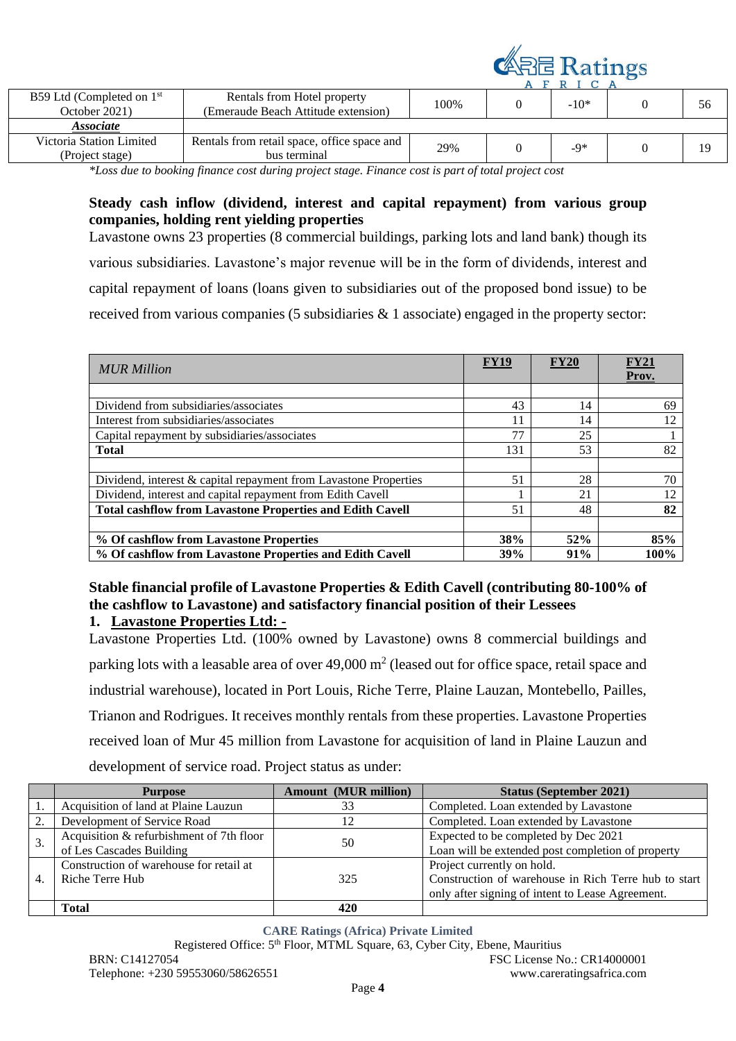| B59 Ltd (Completed on 1st October 2021) | Rentals from Hotel property (Emeraude Beach Attitude extension) | 100% | 0 | -10* | 0 | 56 |
|---|---|---|---|---|---|---|
| ***Associate*** | | | | | | |
| Victoria Station Limited (Project stage) | Rentals from retail space, office space and bus terminal | 29% | 0 | -9* | 0 | 19 |

*\*Loss due to booking finance cost during project stage. Finance cost is part of total project cost*

**Steady cash inflow (dividend, interest and capital repayment) from various group companies, holding rent yielding properties**

Lavastone owns 23 properties (8 commercial buildings, parking lots and land bank) though its various subsidiaries. Lavastone's major revenue will be in the form of dividends, interest and capital repayment of loans (loans given to subsidiaries out of the proposed bond issue) to be received from various companies (5 subsidiaries & 1 associate) engaged in the property sector:

| *MUR Million* | FY19 | FY20 | FY21 Prov. |
|---|---|---|---|
| | | | |
| Dividend from subsidiaries/associates | 43 | 14 | 69 |
| Interest from subsidiaries/associates | 11 | 14 | 12 |
| Capital repayment by subsidiaries/associates | 77 | 25 | 1 |
| **Total** | 131 | 53 | 82 |
| | | | |
| Dividend, interest & capital repayment from Lavastone Properties | 51 | 28 | 70 |
| Dividend, interest and capital repayment from Edith Cavell | 1 | 21 | 12 |
| **Total cashflow from Lavastone Properties and Edith Cavell** | 51 | 48 | **82** |
| | | | |
| **% Of cashflow from Lavastone Properties** | **38%** | **52%** | **85%** |
| **% Of cashflow from Lavastone Properties and Edith Cavell** | **39%** | **91%** | **100%** |

**Stable financial profile of Lavastone Properties & Edith Cavell (contributing 80-100% of the cashflow to Lavastone) and satisfactory financial position of their Lessees**

**1. Lavastone Properties Ltd: -**

Lavastone Properties Ltd. (100% owned by Lavastone) owns 8 commercial buildings and parking lots with a leasable area of over 49,000 $m^2$ (leased out for office space, retail space and industrial warehouse), located in Port Louis, Riche Terre, Plaine Lauzan, Montebello, Pailles, Trianon and Rodrigues. It receives monthly rentals from these properties. Lavastone Properties received loan of Mur 45 million from Lavastone for acquisition of land in Plaine Lauzun and development of service road. Project status as under:

| | Purpose | Amount (MUR million) | Status (September 2021) |
|---|---|---|---|
| 1. | Acquisition of land at Plaine Lauzun | 33 | Completed. Loan extended by Lavastone |
| 2. | Development of Service Road | 12 | Completed. Loan extended by Lavastone |
| 3. | Acquisition & refurbishment of 7th floor of Les Cascades Building | 50 | Expected to be completed by Dec 2021<br>Loan will be extended post completion of property |
| 4. | Construction of warehouse for retail at Riche Terre Hub | 325 | Project currently on hold.<br>Construction of warehouse in Rich Terre hub to start only after signing of intent to Lease Agreement. |
| | **Total** | **420** | |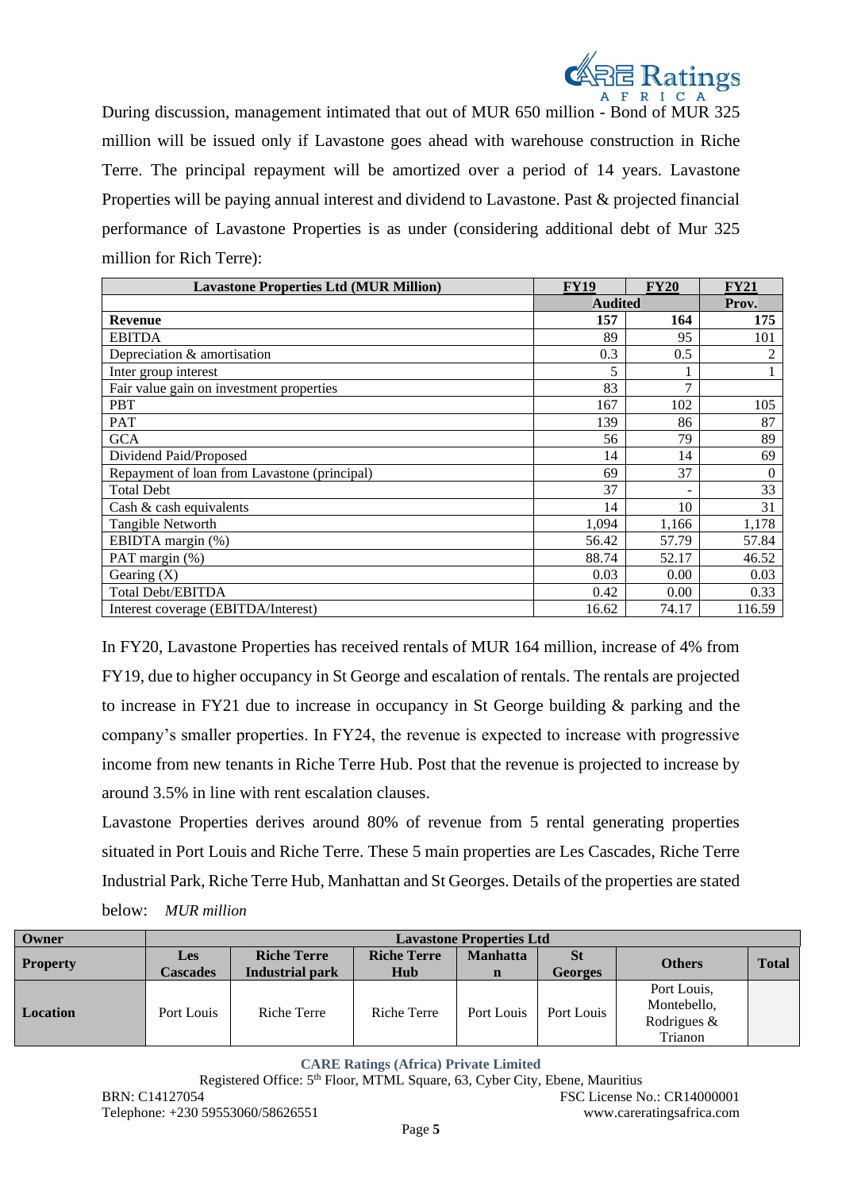During discussion, management intimated that out of MUR 650 million - Bond of MUR 325 million will be issued only if Lavastone goes ahead with warehouse construction in Riche Terre. The principal repayment will be amortized over a period of 14 years. Lavastone Properties will be paying annual interest and dividend to Lavastone. Past & projected financial performance of Lavastone Properties is as under (considering additional debt of Mur 325 million for Rich Terre):

| Lavastone Properties Ltd (MUR Million) | FY19 | FY20 | FY21 |
|---|---|---|---|
| | Audited | | Prov. |
| **Revenue** | **157** | **164** | **175** |
| EBITDA | 89 | 95 | 101 |
| Depreciation & amortisation | 0.3 | 0.5 | 2 |
| Inter group interest | 5 | 1 | 1 |
| Fair value gain on investment properties | 83 | 7 | |
| PBT | 167 | 102 | 105 |
| PAT | 139 | 86 | 87 |
| GCA | 56 | 79 | 89 |
| Dividend Paid/Proposed | 14 | 14 | 69 |
| Repayment of loan from Lavastone (principal) | 69 | 37 | 0 |
| Total Debt | 37 | - | 33 |
| Cash & cash equivalents | 14 | 10 | 31 |
| Tangible Networth | 1,094 | 1,166 | 1,178 |
| EBIDTA margin (%) | 56.42 | 57.79 | 57.84 |
| PAT margin (%) | 88.74 | 52.17 | 46.52 |
| Gearing (X) | 0.03 | 0.00 | 0.03 |
| Total Debt/EBITDA | 0.42 | 0.00 | 0.33 |
| Interest coverage (EBITDA/Interest) | 16.62 | 74.17 | 116.59 |

In FY20, Lavastone Properties has received rentals of MUR 164 million, increase of 4% from FY19, due to higher occupancy in St George and escalation of rentals. The rentals are projected to increase in FY21 due to increase in occupancy in St George building & parking and the company's smaller properties. In FY24, the revenue is expected to increase with progressive income from new tenants in Riche Terre Hub. Post that the revenue is projected to increase by around 3.5% in line with rent escalation clauses.

Lavastone Properties derives around 80% of revenue from 5 rental generating properties situated in Port Louis and Riche Terre. These 5 main properties are Les Cascades, Riche Terre Industrial Park, Riche Terre Hub, Manhattan and St Georges. Details of the properties are stated below: *MUR million*

| Owner | Lavastone Properties Ltd | | | | | | |
|---|---|---|---|---|---|---|---|
| **Property** | **Les Cascades** | **Riche Terre Industrial park** | **Riche Terre Hub** | **Manhattan** | **St Georges** | **Others** | **Total** |
| **Location** | Port Louis | Riche Terre | Riche Terre | Port Louis | Port Louis | Port Louis, Montebello, Rodrigues & Trianon | |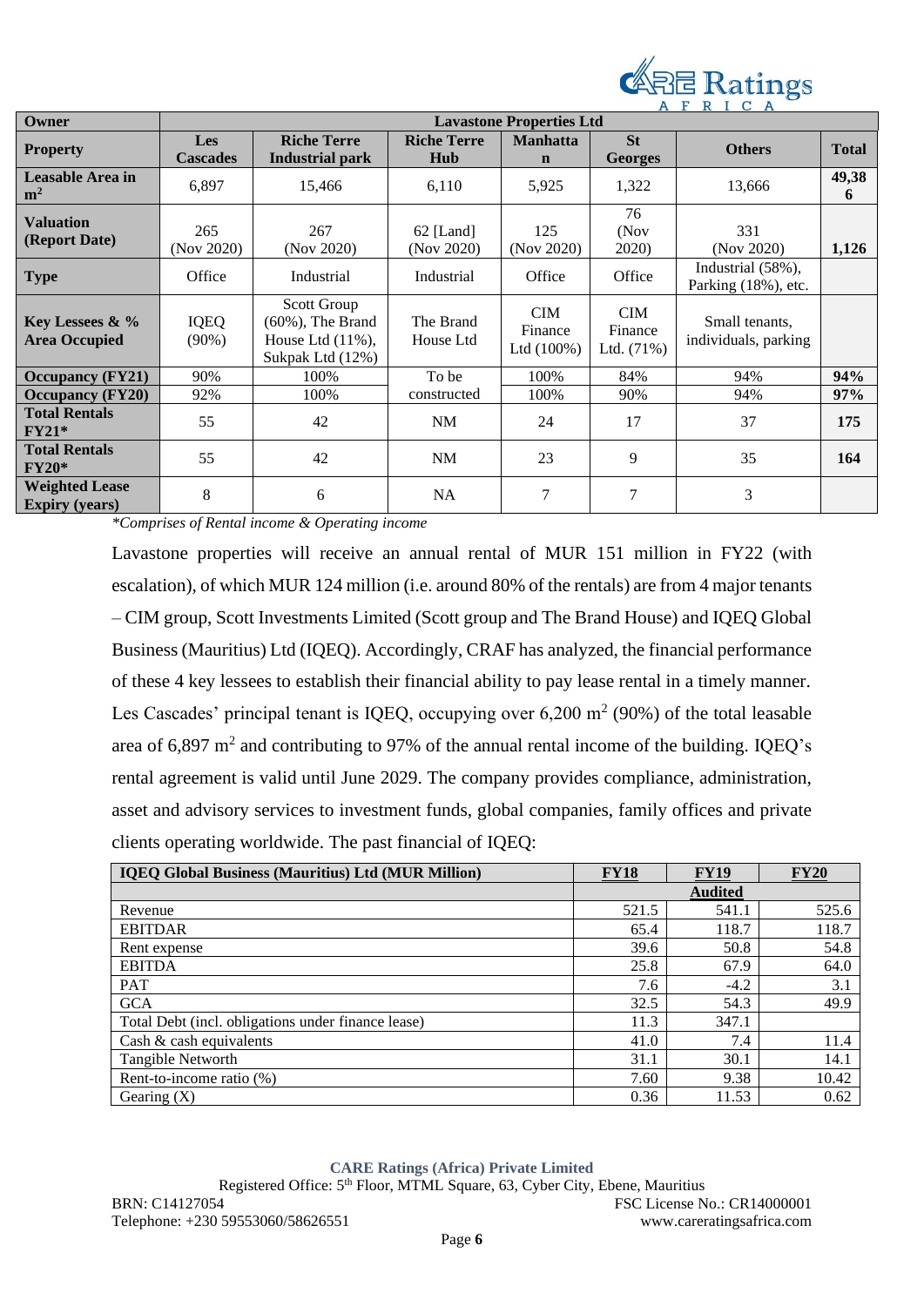| Owner | Lavastone Properties Ltd | | | | | | |
|---|---|---|---|---|---|---|---|
| **Property** | **Les Cascades** | **Riche Terre Industrial park** | **Riche Terre Hub** | **Manhattan** | **St Georges** | **Others** | **Total** |
| **Leasable Area in $m^2$** | 6,897 | 15,466 | 6,110 | 5,925 | 1,322 | 13,666 | **49,386** |
| **Valuation (Report Date)** | 265 (Nov 2020) | 267 (Nov 2020) | 62 [Land] (Nov 2020) | 125 (Nov 2020) | 76 (Nov 2020) | 331 (Nov 2020) | **1,126** |
| **Type** | Office | Industrial | Industrial | Office | Office | Industrial (58%), Parking (18%), etc. | |
| **Key Lessees & % Area Occupied** | IQEQ (90%) | Scott Group (60%), The Brand House Ltd (11%), Sukpak Ltd (12%) | The Brand House Ltd | CIM Finance Ltd (100%) | CIM Finance Ltd. (71%) | Small tenants, individuals, parking | |
| **Occupancy (FY21)** | 90% | 100% | To be constructed | 100% | 84% | 94% | **94%** |
| **Occupancy (FY20)** | 92% | 100% | | 100% | 90% | 94% | **97%** |
| **Total Rentals FY21*** | 55 | 42 | NM | 24 | 17 | 37 | **175** |
| **Total Rentals FY20*** | 55 | 42 | NM | 23 | 9 | 35 | **164** |
| **Weighted Lease Expiry (years)** | 8 | 6 | NA | 7 | 7 | 3 | |

*\*Comprises of Rental income & Operating income*

Lavastone properties will receive an annual rental of MUR 151 million in FY22 (with escalation), of which MUR 124 million (i.e. around 80% of the rentals) are from 4 major tenants – CIM group, Scott Investments Limited (Scott group and The Brand House) and IQEQ Global Business (Mauritius) Ltd (IQEQ). Accordingly, CRAF has analyzed, the financial performance of these 4 key lessees to establish their financial ability to pay lease rental in a timely manner. Les Cascades' principal tenant is IQEQ, occupying over 6,200 $m^2$ (90%) of the total leasable area of 6,897 $m^2$ and contributing to 97% of the annual rental income of the building. IQEQ's rental agreement is valid until June 2029. The company provides compliance, administration, asset and advisory services to investment funds, global companies, family offices and private clients operating worldwide. The past financial of IQEQ:

| **IQEQ Global Business (Mauritius) Ltd (MUR Million)** | **FY18** | **FY19** | **FY20** |
|---|---|---|---|
| | | **Audited** | |
| Revenue | 521.5 | 541.1 | 525.6 |
| EBITDAR | 65.4 | 118.7 | 118.7 |
| Rent expense | 39.6 | 50.8 | 54.8 |
| EBITDA | 25.8 | 67.9 | 64.0 |
| PAT | 7.6 | -4.2 | 3.1 |
| GCA | 32.5 | 54.3 | 49.9 |
| Total Debt (incl. obligations under finance lease) | 11.3 | 347.1 | |
| Cash & cash equivalents | 41.0 | 7.4 | 11.4 |
| Tangible Networth | 31.1 | 30.1 | 14.1 |
| Rent-to-income ratio (%) | 7.60 | 9.38 | 10.42 |
| Gearing (X) | 0.36 | 11.53 | 0.62 |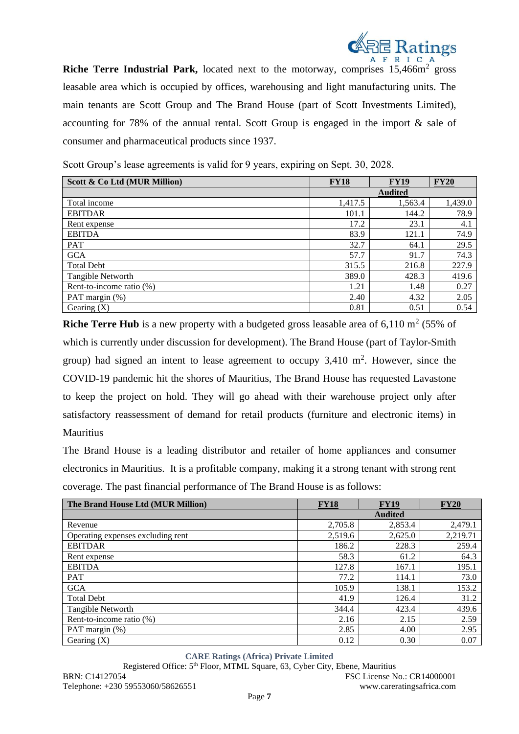**Riche Terre Industrial Park,** located next to the motorway, comprises 15,466m$^2$ gross leasable area which is occupied by offices, warehousing and light manufacturing units. The main tenants are Scott Group and The Brand House (part of Scott Investments Limited), accounting for 78% of the annual rental. Scott Group is engaged in the import & sale of consumer and pharmaceutical products since 1937.

Scott Group's lease agreements is valid for 9 years, expiring on Sept. 30, 2028.

| Scott & Co Ltd (MUR Million) | FY18 | FY19 | FY20 |
|---|---|---|---|
| | | Audited | |
| Total income | 1,417.5 | 1,563.4 | 1,439.0 |
| EBITDAR | 101.1 | 144.2 | 78.9 |
| Rent expense | 17.2 | 23.1 | 4.1 |
| EBITDA | 83.9 | 121.1 | 74.9 |
| PAT | 32.7 | 64.1 | 29.5 |
| GCA | 57.7 | 91.7 | 74.3 |
| Total Debt | 315.5 | 216.8 | 227.9 |
| Tangible Networth | 389.0 | 428.3 | 419.6 |
| Rent-to-income ratio (%) | 1.21 | 1.48 | 0.27 |
| PAT margin (%) | 2.40 | 4.32 | 2.05 |
| Gearing (X) | 0.81 | 0.51 | 0.54 |

**Riche Terre Hub** is a new property with a budgeted gross leasable area of 6,110 m$^2$ (55% of which is currently under discussion for development). The Brand House (part of Taylor-Smith group) had signed an intent to lease agreement to occupy 3,410 m$^2$. However, since the COVID-19 pandemic hit the shores of Mauritius, The Brand House has requested Lavastone to keep the project on hold. They will go ahead with their warehouse project only after satisfactory reassessment of demand for retail products (furniture and electronic items) in Mauritius

The Brand House is a leading distributor and retailer of home appliances and consumer electronics in Mauritius. It is a profitable company, making it a strong tenant with strong rent coverage. The past financial performance of The Brand House is as follows:

| The Brand House Ltd (MUR Million) | FY18 | FY19 | FY20 |
|---|---|---|---|
| | | Audited | |
| Revenue | 2,705.8 | 2,853.4 | 2,479.1 |
| Operating expenses excluding rent | 2,519.6 | 2,625.0 | 2,219.71 |
| EBITDAR | 186.2 | 228.3 | 259.4 |
| Rent expense | 58.3 | 61.2 | 64.3 |
| EBITDA | 127.8 | 167.1 | 195.1 |
| PAT | 77.2 | 114.1 | 73.0 |
| GCA | 105.9 | 138.1 | 153.2 |
| Total Debt | 41.9 | 126.4 | 31.2 |
| Tangible Networth | 344.4 | 423.4 | 439.6 |
| Rent-to-income ratio (%) | 2.16 | 2.15 | 2.59 |
| PAT margin (%) | 2.85 | 4.00 | 2.95 |
| Gearing (X) | 0.12 | 0.30 | 0.07 |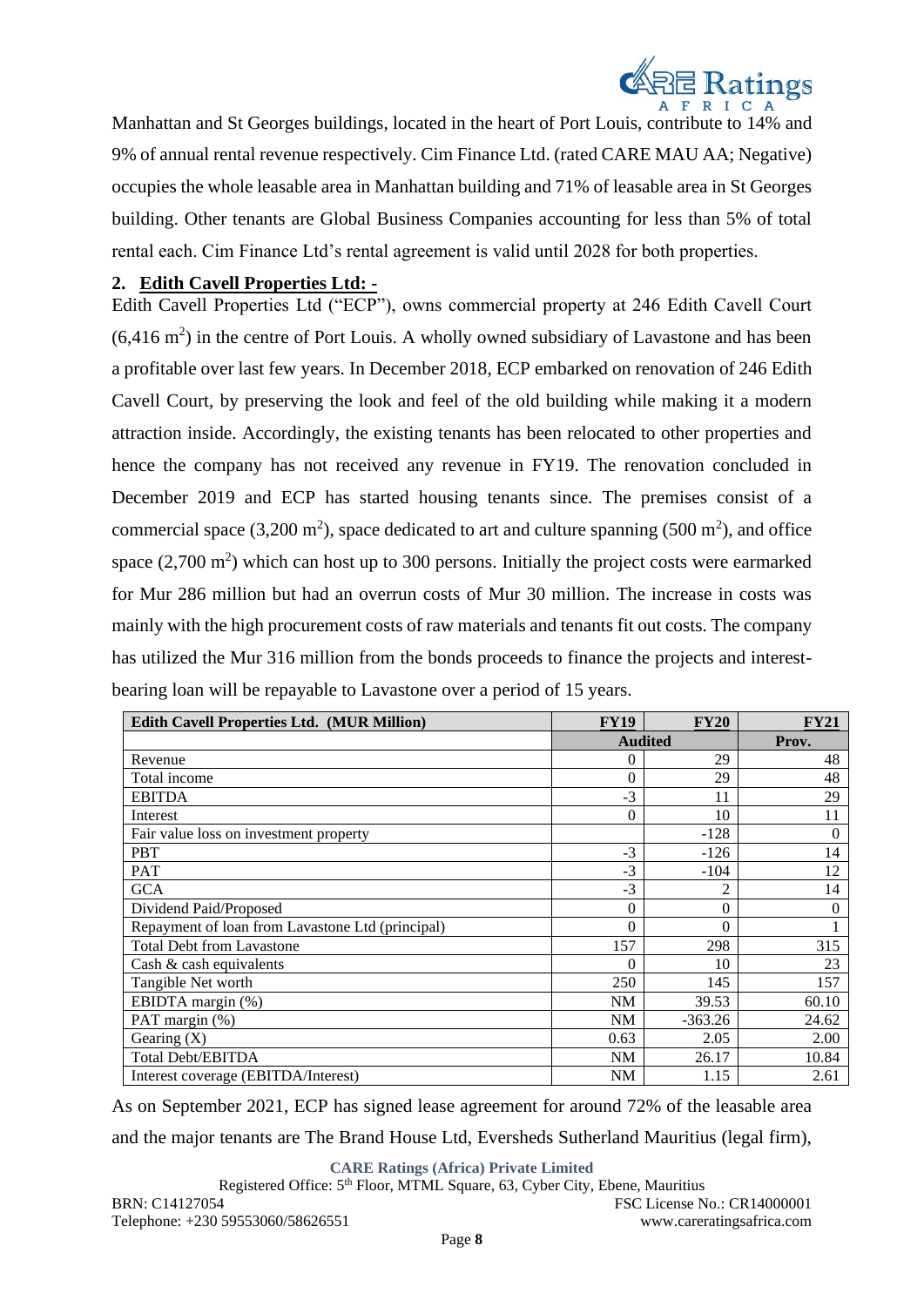Manhattan and St Georges buildings, located in the heart of Port Louis, contribute to 14% and 9% of annual rental revenue respectively. Cim Finance Ltd. (rated CARE MAU AA; Negative) occupies the whole leasable area in Manhattan building and 71% of leasable area in St Georges building. Other tenants are Global Business Companies accounting for less than 5% of total rental each. Cim Finance Ltd's rental agreement is valid until 2028 for both properties.

**2. Edith Cavell Properties Ltd: -**

Edith Cavell Properties Ltd ("ECP"), owns commercial property at 246 Edith Cavell Court (6,416 $m^2$) in the centre of Port Louis. A wholly owned subsidiary of Lavastone and has been a profitable over last few years. In December 2018, ECP embarked on renovation of 246 Edith Cavell Court, by preserving the look and feel of the old building while making it a modern attraction inside. Accordingly, the existing tenants has been relocated to other properties and hence the company has not received any revenue in FY19. The renovation concluded in December 2019 and ECP has started housing tenants since. The premises consist of a commercial space (3,200 $m^2$), space dedicated to art and culture spanning (500 $m^2$), and office space (2,700 $m^2$) which can host up to 300 persons. Initially the project costs were earmarked for Mur 286 million but had an overrun costs of Mur 30 million. The increase in costs was mainly with the high procurement costs of raw materials and tenants fit out costs. The company has utilized the Mur 316 million from the bonds proceeds to finance the projects and interest-bearing loan will be repayable to Lavastone over a period of 15 years.

| Edith Cavell Properties Ltd. (MUR Million) | FY19 | FY20 | FY21 |
|---|---|---|---|
| | Audited | | Prov. |
| Revenue | 0 | 29 | 48 |
| Total income | 0 | 29 | 48 |
| EBITDA | -3 | 11 | 29 |
| Interest | 0 | 10 | 11 |
| Fair value loss on investment property | | -128 | 0 |
| PBT | -3 | -126 | 14 |
| PAT | -3 | -104 | 12 |
| GCA | -3 | 2 | 14 |
| Dividend Paid/Proposed | 0 | 0 | 0 |
| Repayment of loan from Lavastone Ltd (principal) | 0 | 0 | 1 |
| Total Debt from Lavastone | 157 | 298 | 315 |
| Cash & cash equivalents | 0 | 10 | 23 |
| Tangible Net worth | 250 | 145 | 157 |
| EBIDTA margin (%) | NM | 39.53 | 60.10 |
| PAT margin (%) | NM | -363.26 | 24.62 |
| Gearing (X) | 0.63 | 2.05 | 2.00 |
| Total Debt/EBITDA | NM | 26.17 | 10.84 |
| Interest coverage (EBITDA/Interest) | NM | 1.15 | 2.61 |

As on September 2021, ECP has signed lease agreement for around 72% of the leasable area and the major tenants are The Brand House Ltd, Eversheds Sutherland Mauritius (legal firm),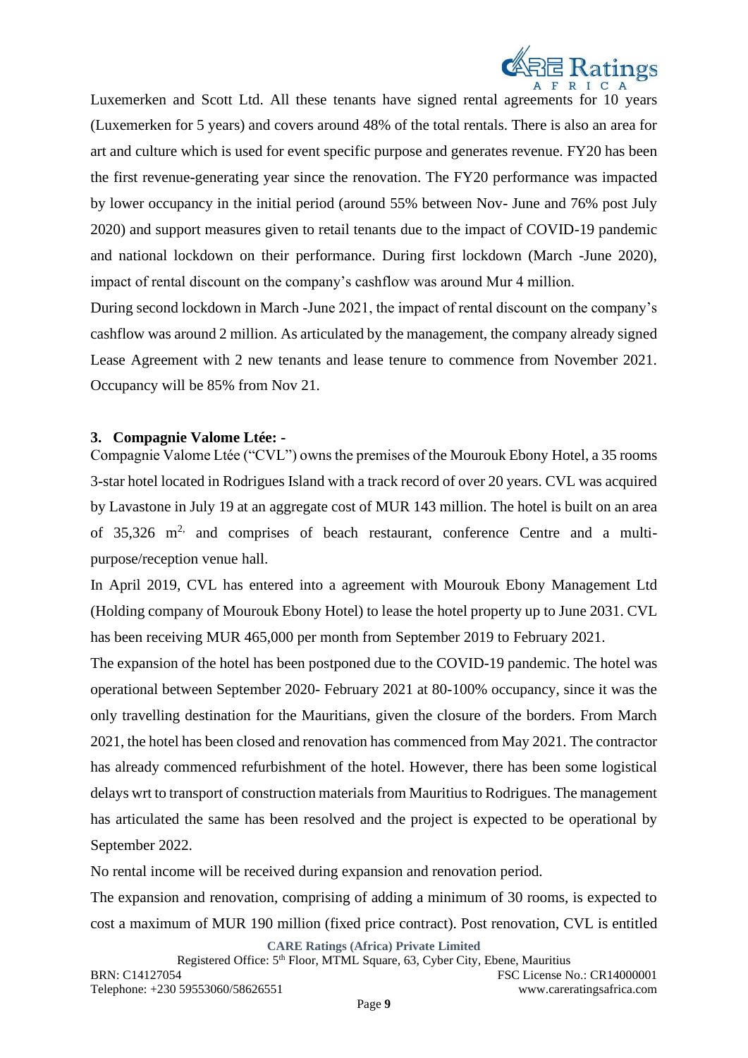Luxemerken and Scott Ltd. All these tenants have signed rental agreements for 10 years (Luxemerken for 5 years) and covers around 48% of the total rentals. There is also an area for art and culture which is used for event specific purpose and generates revenue. FY20 has been the first revenue-generating year since the renovation. The FY20 performance was impacted by lower occupancy in the initial period (around 55% between Nov- June and 76% post July 2020) and support measures given to retail tenants due to the impact of COVID-19 pandemic and national lockdown on their performance. During first lockdown (March -June 2020), impact of rental discount on the company's cashflow was around Mur 4 million.

During second lockdown in March -June 2021, the impact of rental discount on the company's cashflow was around 2 million. As articulated by the management, the company already signed Lease Agreement with 2 new tenants and lease tenure to commence from November 2021. Occupancy will be 85% from Nov 21.

### 3. Compagnie Valome Ltée: -

Compagnie Valome Ltée ("CVL") owns the premises of the Mourouk Ebony Hotel, a 35 rooms 3-star hotel located in Rodrigues Island with a track record of over 20 years. CVL was acquired by Lavastone in July 19 at an aggregate cost of MUR 143 million. The hotel is built on an area of 35,326 $m^{2,}$ and comprises of beach restaurant, conference Centre and a multi-purpose/reception venue hall.

In April 2019, CVL has entered into a agreement with Mourouk Ebony Management Ltd (Holding company of Mourouk Ebony Hotel) to lease the hotel property up to June 2031. CVL has been receiving MUR 465,000 per month from September 2019 to February 2021.

The expansion of the hotel has been postponed due to the COVID-19 pandemic. The hotel was operational between September 2020- February 2021 at 80-100% occupancy, since it was the only travelling destination for the Mauritians, given the closure of the borders. From March 2021, the hotel has been closed and renovation has commenced from May 2021. The contractor has already commenced refurbishment of the hotel. However, there has been some logistical delays wrt to transport of construction materials from Mauritius to Rodrigues. The management has articulated the same has been resolved and the project is expected to be operational by September 2022.

No rental income will be received during expansion and renovation period.

The expansion and renovation, comprising of adding a minimum of 30 rooms, is expected to cost a maximum of MUR 190 million (fixed price contract). Post renovation, CVL is entitled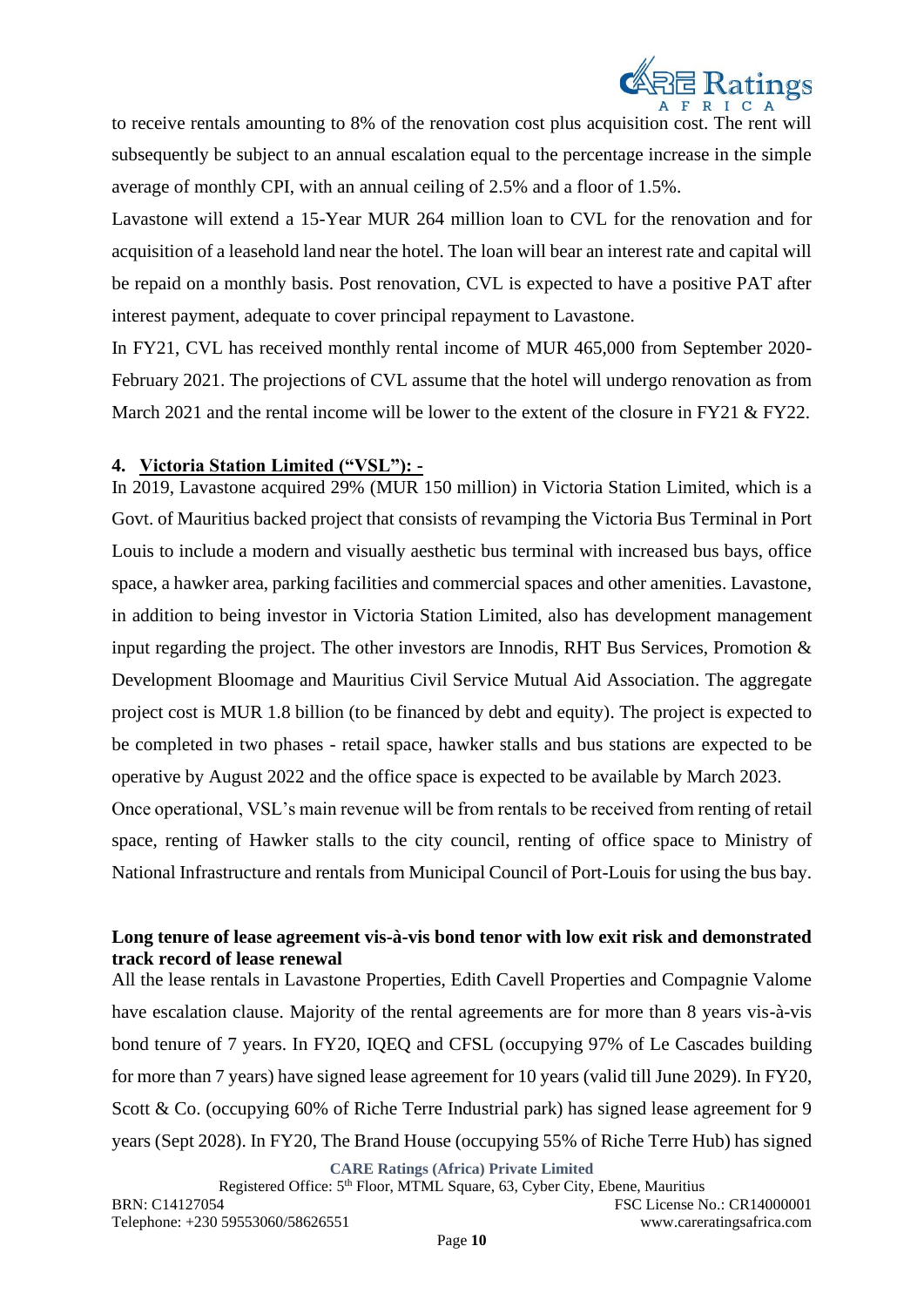to receive rentals amounting to 8% of the renovation cost plus acquisition cost. The rent will subsequently be subject to an annual escalation equal to the percentage increase in the simple average of monthly CPI, with an annual ceiling of 2.5% and a floor of 1.5%.

Lavastone will extend a 15-Year MUR 264 million loan to CVL for the renovation and for acquisition of a leasehold land near the hotel. The loan will bear an interest rate and capital will be repaid on a monthly basis. Post renovation, CVL is expected to have a positive PAT after interest payment, adequate to cover principal repayment to Lavastone.

In FY21, CVL has received monthly rental income of MUR 465,000 from September 2020-February 2021. The projections of CVL assume that the hotel will undergo renovation as from March 2021 and the rental income will be lower to the extent of the closure in FY21 & FY22.

**4. Victoria Station Limited ("VSL"): -**

In 2019, Lavastone acquired 29% (MUR 150 million) in Victoria Station Limited, which is a Govt. of Mauritius backed project that consists of revamping the Victoria Bus Terminal in Port Louis to include a modern and visually aesthetic bus terminal with increased bus bays, office space, a hawker area, parking facilities and commercial spaces and other amenities. Lavastone, in addition to being investor in Victoria Station Limited, also has development management input regarding the project. The other investors are Innodis, RHT Bus Services, Promotion & Development Bloomage and Mauritius Civil Service Mutual Aid Association. The aggregate project cost is MUR 1.8 billion (to be financed by debt and equity). The project is expected to be completed in two phases - retail space, hawker stalls and bus stations are expected to be operative by August 2022 and the office space is expected to be available by March 2023.

Once operational, VSL's main revenue will be from rentals to be received from renting of retail space, renting of Hawker stalls to the city council, renting of office space to Ministry of National Infrastructure and rentals from Municipal Council of Port-Louis for using the bus bay.

**Long tenure of lease agreement vis-à-vis bond tenor with low exit risk and demonstrated track record of lease renewal**

All the lease rentals in Lavastone Properties, Edith Cavell Properties and Compagnie Valome have escalation clause. Majority of the rental agreements are for more than 8 years vis-à-vis bond tenure of 7 years. In FY20, IQEQ and CFSL (occupying 97% of Le Cascades building for more than 7 years) have signed lease agreement for 10 years (valid till June 2029). In FY20, Scott & Co. (occupying 60% of Riche Terre Industrial park) has signed lease agreement for 9 years (Sept 2028). In FY20, The Brand House (occupying 55% of Riche Terre Hub) has signed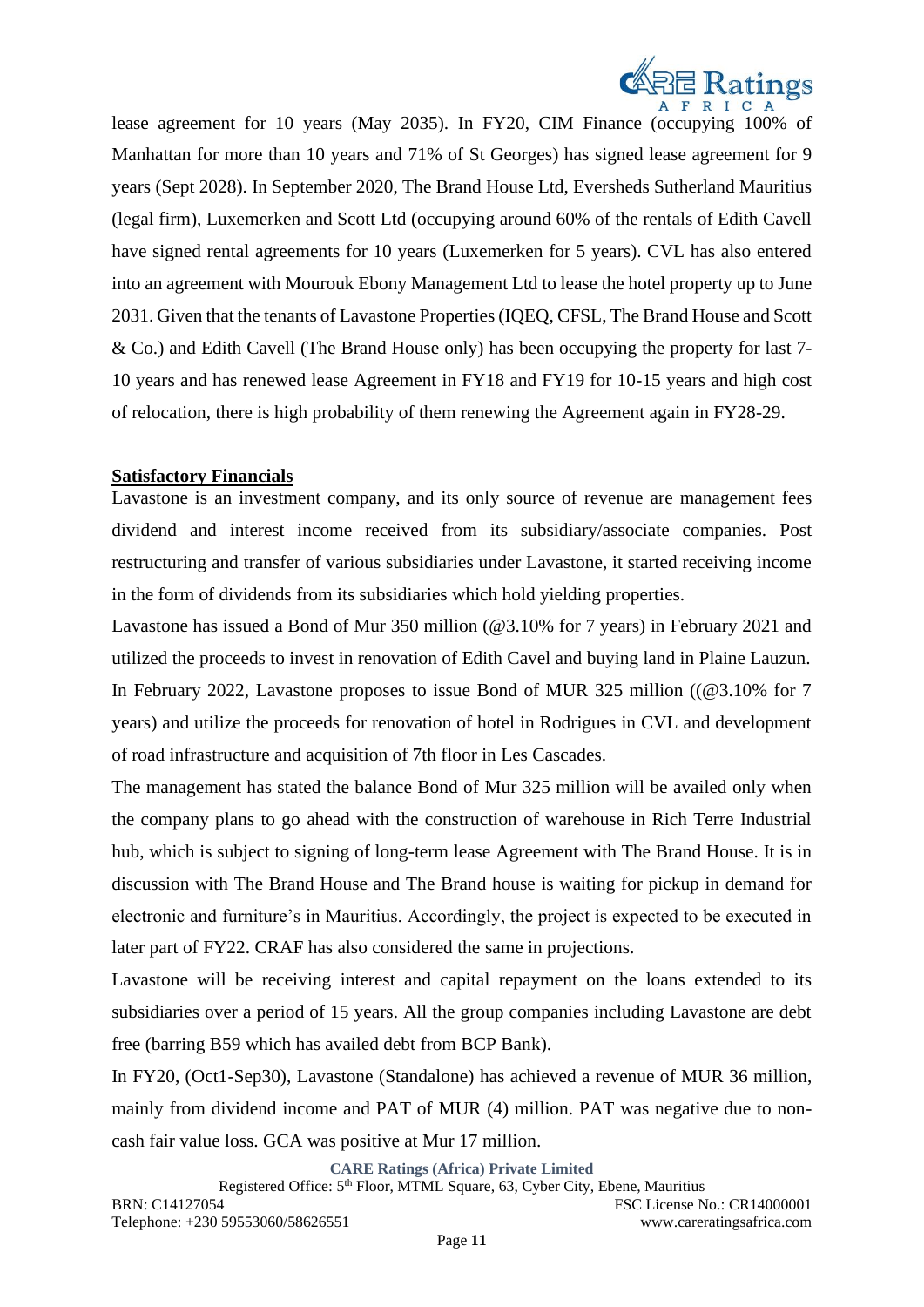lease agreement for 10 years (May 2035). In FY20, CIM Finance (occupying 100% of Manhattan for more than 10 years and 71% of St Georges) has signed lease agreement for 9 years (Sept 2028). In September 2020, The Brand House Ltd, Eversheds Sutherland Mauritius (legal firm), Luxemerken and Scott Ltd (occupying around 60% of the rentals of Edith Cavell have signed rental agreements for 10 years (Luxemerken for 5 years). CVL has also entered into an agreement with Mourouk Ebony Management Ltd to lease the hotel property up to June 2031. Given that the tenants of Lavastone Properties (IQEQ, CFSL, The Brand House and Scott & Co.) and Edith Cavell (The Brand House only) has been occupying the property for last 7-10 years and has renewed lease Agreement in FY18 and FY19 for 10-15 years and high cost of relocation, there is high probability of them renewing the Agreement again in FY28-29.

**Satisfactory Financials**

Lavastone is an investment company, and its only source of revenue are management fees dividend and interest income received from its subsidiary/associate companies. Post restructuring and transfer of various subsidiaries under Lavastone, it started receiving income in the form of dividends from its subsidiaries which hold yielding properties.

Lavastone has issued a Bond of Mur 350 million (@3.10% for 7 years) in February 2021 and utilized the proceeds to invest in renovation of Edith Cavel and buying land in Plaine Lauzun. In February 2022, Lavastone proposes to issue Bond of MUR 325 million ((@3.10% for 7 years) and utilize the proceeds for renovation of hotel in Rodrigues in CVL and development of road infrastructure and acquisition of 7th floor in Les Cascades.

The management has stated the balance Bond of Mur 325 million will be availed only when the company plans to go ahead with the construction of warehouse in Rich Terre Industrial hub, which is subject to signing of long-term lease Agreement with The Brand House. It is in discussion with The Brand House and The Brand house is waiting for pickup in demand for electronic and furniture's in Mauritius. Accordingly, the project is expected to be executed in later part of FY22. CRAF has also considered the same in projections.

Lavastone will be receiving interest and capital repayment on the loans extended to its subsidiaries over a period of 15 years. All the group companies including Lavastone are debt free (barring B59 which has availed debt from BCP Bank).

In FY20, (Oct1-Sep30), Lavastone (Standalone) has achieved a revenue of MUR 36 million, mainly from dividend income and PAT of MUR (4) million. PAT was negative due to non-cash fair value loss. GCA was positive at Mur 17 million.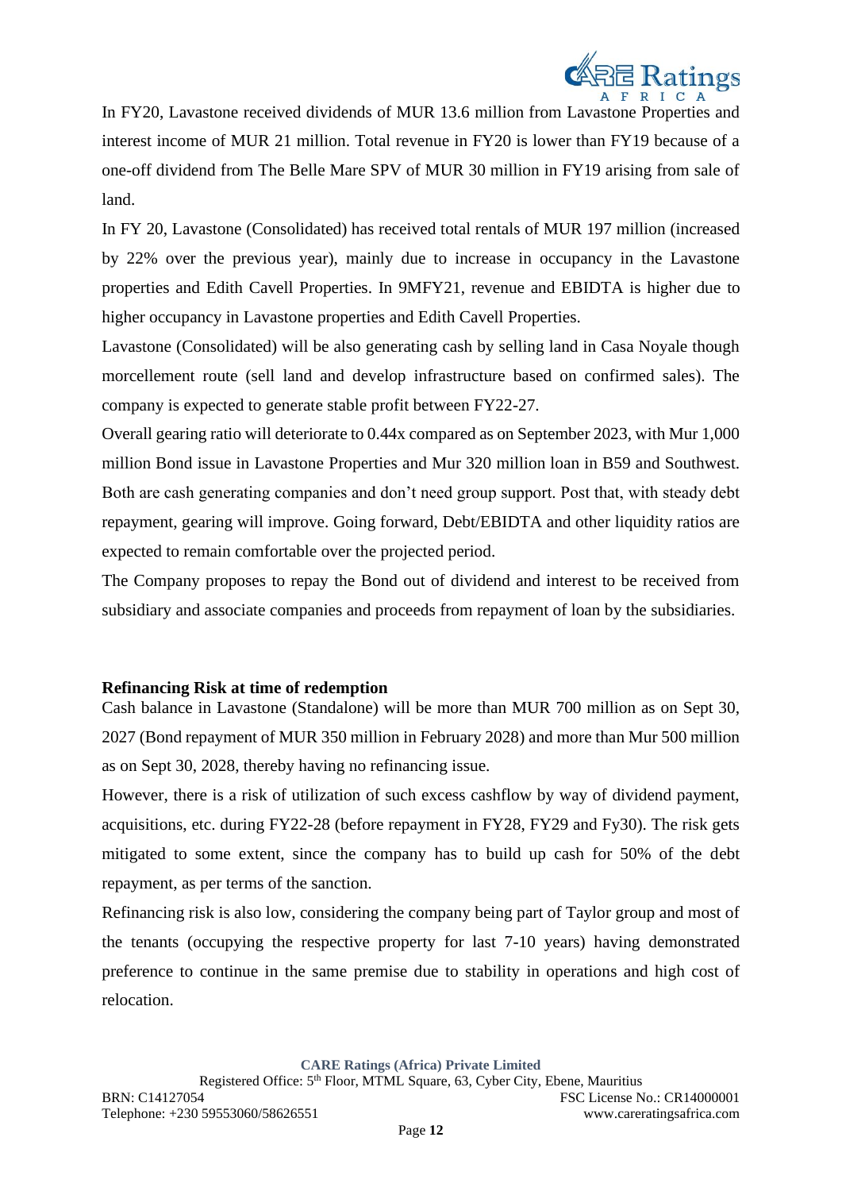In FY20, Lavastone received dividends of MUR 13.6 million from Lavastone Properties and interest income of MUR 21 million. Total revenue in FY20 is lower than FY19 because of a one-off dividend from The Belle Mare SPV of MUR 30 million in FY19 arising from sale of land.

In FY 20, Lavastone (Consolidated) has received total rentals of MUR 197 million (increased by 22% over the previous year), mainly due to increase in occupancy in the Lavastone properties and Edith Cavell Properties. In 9MFY21, revenue and EBIDTA is higher due to higher occupancy in Lavastone properties and Edith Cavell Properties.

Lavastone (Consolidated) will be also generating cash by selling land in Casa Noyale though morcellement route (sell land and develop infrastructure based on confirmed sales). The company is expected to generate stable profit between FY22-27.

Overall gearing ratio will deteriorate to 0.44x compared as on September 2023, with Mur 1,000 million Bond issue in Lavastone Properties and Mur 320 million loan in B59 and Southwest. Both are cash generating companies and don't need group support. Post that, with steady debt repayment, gearing will improve. Going forward, Debt/EBIDTA and other liquidity ratios are expected to remain comfortable over the projected period.

The Company proposes to repay the Bond out of dividend and interest to be received from subsidiary and associate companies and proceeds from repayment of loan by the subsidiaries.

**Refinancing Risk at time of redemption**

Cash balance in Lavastone (Standalone) will be more than MUR 700 million as on Sept 30, 2027 (Bond repayment of MUR 350 million in February 2028) and more than Mur 500 million as on Sept 30, 2028, thereby having no refinancing issue.

However, there is a risk of utilization of such excess cashflow by way of dividend payment, acquisitions, etc. during FY22-28 (before repayment in FY28, FY29 and Fy30). The risk gets mitigated to some extent, since the company has to build up cash for 50% of the debt repayment, as per terms of the sanction.

Refinancing risk is also low, considering the company being part of Taylor group and most of the tenants (occupying the respective property for last 7-10 years) having demonstrated preference to continue in the same premise due to stability in operations and high cost of relocation.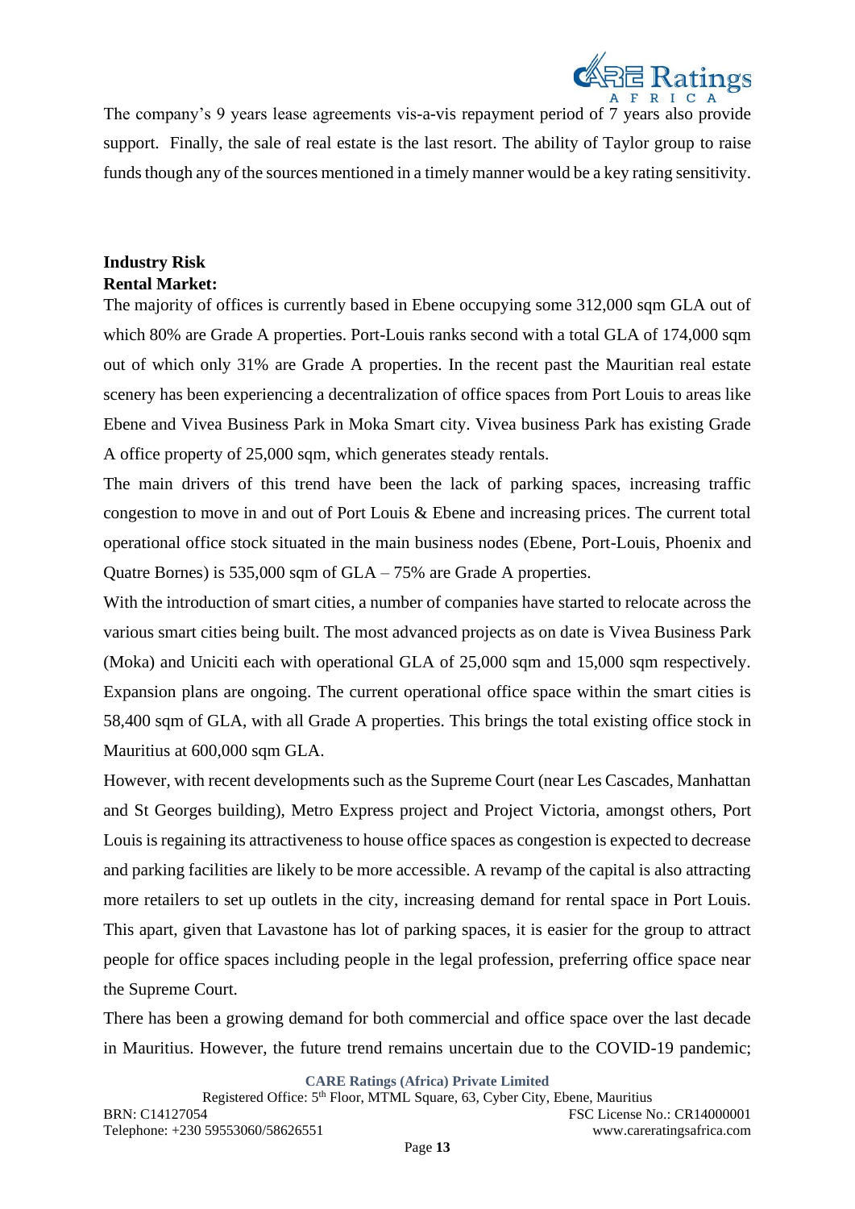The company's 9 years lease agreements vis-a-vis repayment period of 7 years also provide support. Finally, the sale of real estate is the last resort. The ability of Taylor group to raise funds though any of the sources mentioned in a timely manner would be a key rating sensitivity.

**Industry Risk**

**Rental Market:**

The majority of offices is currently based in Ebene occupying some 312,000 sqm GLA out of which 80% are Grade A properties. Port-Louis ranks second with a total GLA of 174,000 sqm out of which only 31% are Grade A properties. In the recent past the Mauritian real estate scenery has been experiencing a decentralization of office spaces from Port Louis to areas like Ebene and Vivea Business Park in Moka Smart city. Vivea business Park has existing Grade A office property of 25,000 sqm, which generates steady rentals.

The main drivers of this trend have been the lack of parking spaces, increasing traffic congestion to move in and out of Port Louis & Ebene and increasing prices. The current total operational office stock situated in the main business nodes (Ebene, Port-Louis, Phoenix and Quatre Bornes) is 535,000 sqm of GLA – 75% are Grade A properties.

With the introduction of smart cities, a number of companies have started to relocate across the various smart cities being built. The most advanced projects as on date is Vivea Business Park (Moka) and Uniciti each with operational GLA of 25,000 sqm and 15,000 sqm respectively. Expansion plans are ongoing. The current operational office space within the smart cities is 58,400 sqm of GLA, with all Grade A properties. This brings the total existing office stock in Mauritius at 600,000 sqm GLA.

However, with recent developments such as the Supreme Court (near Les Cascades, Manhattan and St Georges building), Metro Express project and Project Victoria, amongst others, Port Louis is regaining its attractiveness to house office spaces as congestion is expected to decrease and parking facilities are likely to be more accessible. A revamp of the capital is also attracting more retailers to set up outlets in the city, increasing demand for rental space in Port Louis. This apart, given that Lavastone has lot of parking spaces, it is easier for the group to attract people for office spaces including people in the legal profession, preferring office space near the Supreme Court.

There has been a growing demand for both commercial and office space over the last decade in Mauritius. However, the future trend remains uncertain due to the COVID-19 pandemic;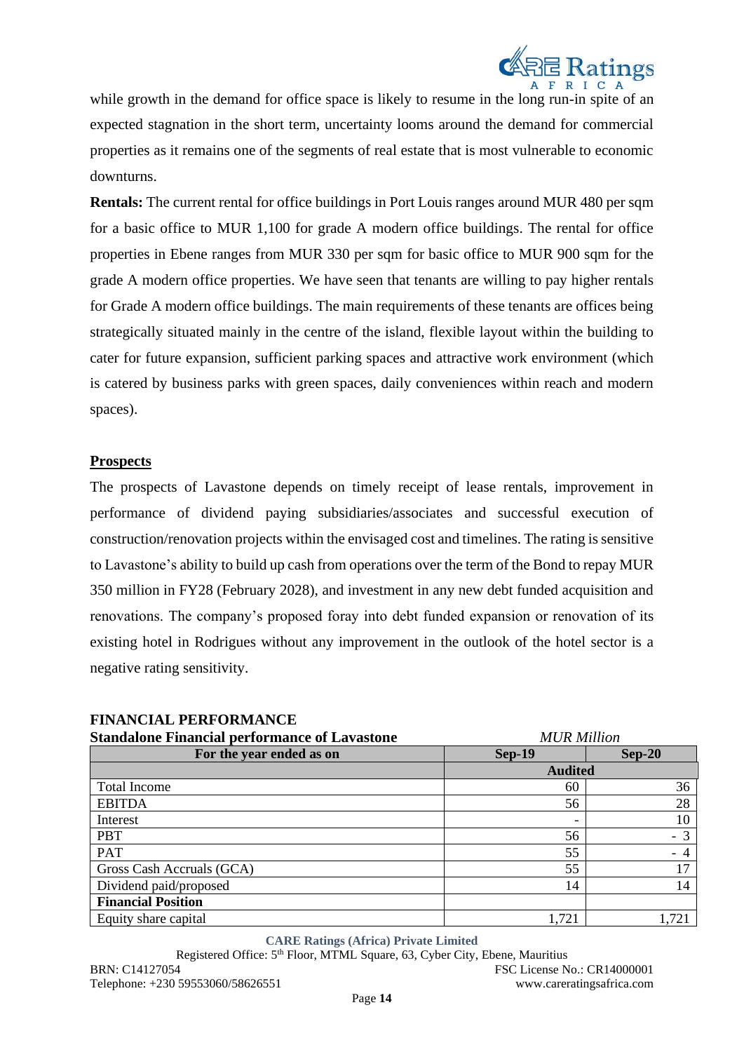while growth in the demand for office space is likely to resume in the long run-in spite of an expected stagnation in the short term, uncertainty looms around the demand for commercial properties as it remains one of the segments of real estate that is most vulnerable to economic downturns.

**Rentals:** The current rental for office buildings in Port Louis ranges around MUR 480 per sqm for a basic office to MUR 1,100 for grade A modern office buildings. The rental for office properties in Ebene ranges from MUR 330 per sqm for basic office to MUR 900 sqm for the grade A modern office properties. We have seen that tenants are willing to pay higher rentals for Grade A modern office buildings. The main requirements of these tenants are offices being strategically situated mainly in the centre of the island, flexible layout within the building to cater for future expansion, sufficient parking spaces and attractive work environment (which is catered by business parks with green spaces, daily conveniences within reach and modern spaces).

## Prospects

The prospects of Lavastone depends on timely receipt of lease rentals, improvement in performance of dividend paying subsidiaries/associates and successful execution of construction/renovation projects within the envisaged cost and timelines. The rating is sensitive to Lavastone's ability to build up cash from operations over the term of the Bond to repay MUR 350 million in FY28 (February 2028), and investment in any new debt funded acquisition and renovations. The company's proposed foray into debt funded expansion or renovation of its existing hotel in Rodrigues without any improvement in the outlook of the hotel sector is a negative rating sensitivity.

## FINANCIAL PERFORMANCE

**Standalone Financial performance of Lavastone** *MUR Million*

| For the year ended as on | Sep-19 | Sep-20 |
|---|---|---|
| | Audited | |
| Total Income | 60 | 36 |
| EBITDA | 56 | 28 |
| Interest | - | 10 |
| PBT | 56 | - 3 |
| PAT | 55 | - 4 |
| Gross Cash Accruals (GCA) | 55 | 17 |
| Dividend paid/proposed | 14 | 14 |
| **Financial Position** | | |
| Equity share capital | 1,721 | 1,721 |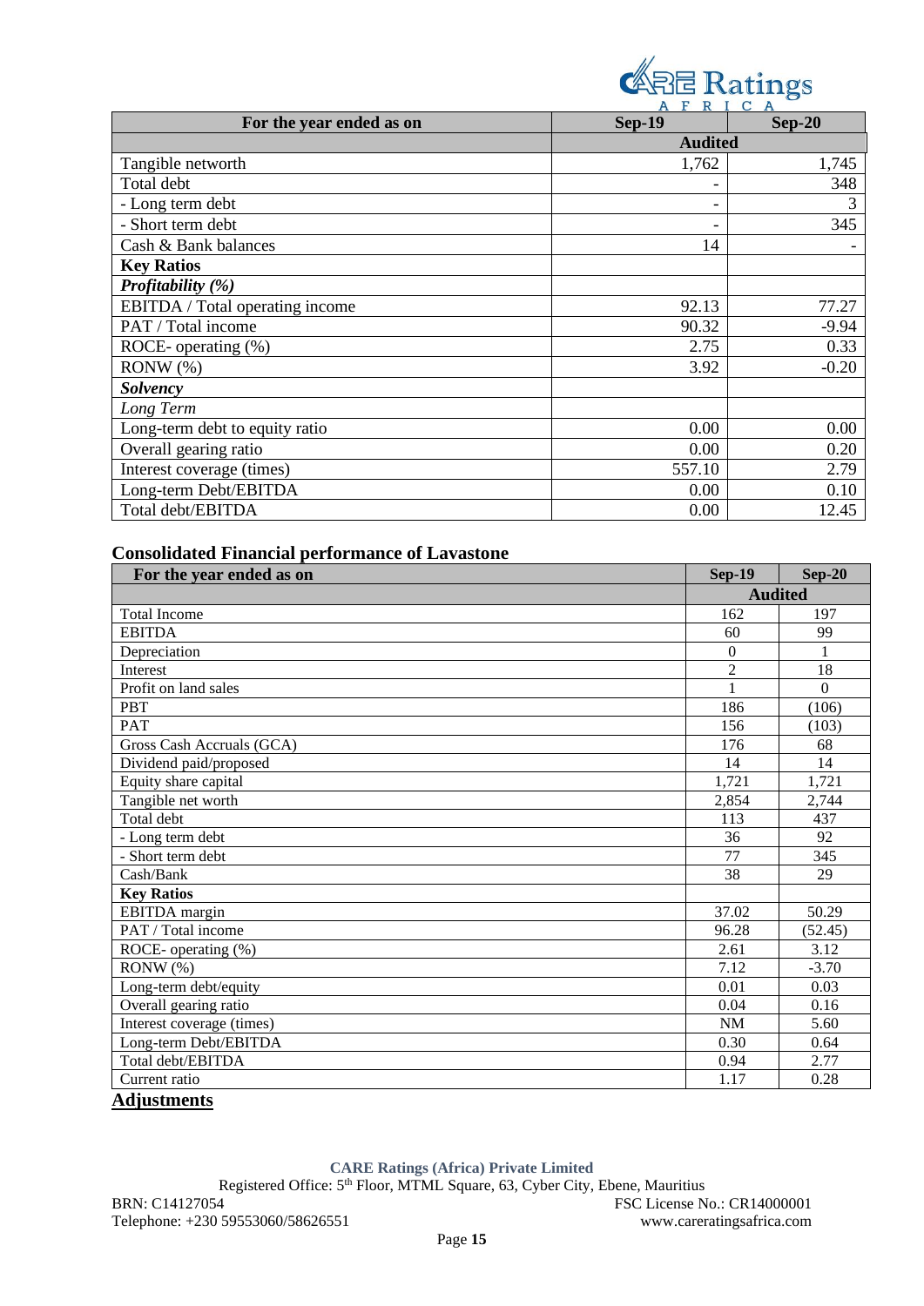| For the year ended as on | Sep-19 | Sep-20 |
|---|---|---|
| | Audited | |
| Tangible networth | 1,762 | 1,745 |
| Total debt | - | 348 |
| - Long term debt | - | 3 |
| - Short term debt | - | 345 |
| Cash & Bank balances | 14 | - |
| **Key Ratios** | | |
| ***Profitability (%)*** | | |
| EBITDA / Total operating income | 92.13 | 77.27 |
| PAT / Total income | 90.32 | -9.94 |
| ROCE- operating (%) | 2.75 | 0.33 |
| RONW (%) | 3.92 | -0.20 |
| ***Solvency*** | | |
| *Long Term* | | |
| Long-term debt to equity ratio | 0.00 | 0.00 |
| Overall gearing ratio | 0.00 | 0.20 |
| Interest coverage (times) | 557.10 | 2.79 |
| Long-term Debt/EBITDA | 0.00 | 0.10 |
| Total debt/EBITDA | 0.00 | 12.45 |

## Consolidated Financial performance of Lavastone

| For the year ended as on | Sep-19 | Sep-20 |
|---|---|---|
| | Audited | |
| Total Income | 162 | 197 |
| EBITDA | 60 | 99 |
| Depreciation | 0 | 1 |
| Interest | 2 | 18 |
| Profit on land sales | 1 | 0 |
| PBT | 186 | (106) |
| PAT | 156 | (103) |
| Gross Cash Accruals (GCA) | 176 | 68 |
| Dividend paid/proposed | 14 | 14 |
| Equity share capital | 1,721 | 1,721 |
| Tangible net worth | 2,854 | 2,744 |
| Total debt | 113 | 437 |
| - Long term debt | 36 | 92 |
| - Short term debt | 77 | 345 |
| Cash/Bank | 38 | 29 |
| **Key Ratios** | | |
| EBITDA margin | 37.02 | 50.29 |
| PAT / Total income | 96.28 | (52.45) |
| ROCE- operating (%) | 2.61 | 3.12 |
| RONW (%) | 7.12 | -3.70 |
| Long-term debt/equity | 0.01 | 0.03 |
| Overall gearing ratio | 0.04 | 0.16 |
| Interest coverage (times) | NM | 5.60 |
| Long-term Debt/EBITDA | 0.30 | 0.64 |
| Total debt/EBITDA | 0.94 | 2.77 |
| Current ratio | 1.17 | 0.28 |

## Adjustments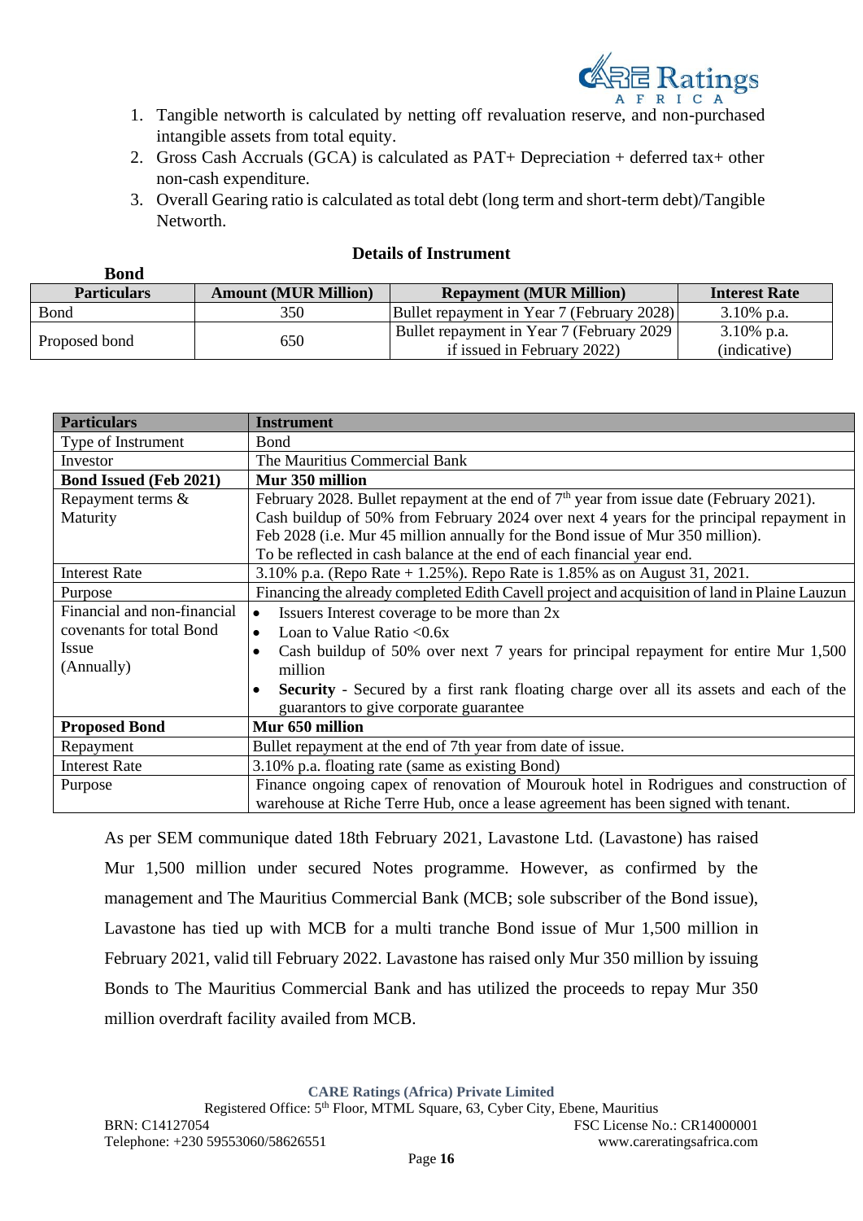1. Tangible networth is calculated by netting off revaluation reserve, and non-purchased intangible assets from total equity.
2. Gross Cash Accruals (GCA) is calculated as PAT+ Depreciation + deferred tax+ other non-cash expenditure.
3. Overall Gearing ratio is calculated as total debt (long term and short-term debt)/Tangible Networth.

## Details of Instrument

**Bond**

| Particulars | Amount (MUR Million) | Repayment (MUR Million) | Interest Rate |
|---|---|---|---|
| Bond | 350 | Bullet repayment in Year 7 (February 2028) | 3.10% p.a. |
| Proposed bond | 650 | Bullet repayment in Year 7 (February 2029 if issued in February 2022) | 3.10% p.a. (indicative) |

| Particulars | Instrument |
|---|---|
| Type of Instrument | Bond |
| Investor | The Mauritius Commercial Bank |
| **Bond Issued (Feb 2021)** | **Mur 350 million** |
| Repayment terms & Maturity | February 2028. Bullet repayment at the end of 7th year from issue date (February 2021). Cash buildup of 50% from February 2024 over next 4 years for the principal repayment in Feb 2028 (i.e. Mur 45 million annually for the Bond issue of Mur 350 million). To be reflected in cash balance at the end of each financial year end. |
| Interest Rate | 3.10% p.a. (Repo Rate + 1.25%). Repo Rate is 1.85% as on August 31, 2021. |
| Purpose | Financing the already completed Edith Cavell project and acquisition of land in Plaine Lauzun |
| Financial and non-financial covenants for total Bond Issue (Annually) | • Issuers Interest coverage to be more than 2x<br>• Loan to Value Ratio <0.6x<br>• Cash buildup of 50% over next 7 years for principal repayment for entire Mur 1,500 million<br>• **Security** - Secured by a first rank floating charge over all its assets and each of the guarantors to give corporate guarantee |
| **Proposed Bond** | **Mur 650 million** |
| Repayment | Bullet repayment at the end of 7th year from date of issue. |
| Interest Rate | 3.10% p.a. floating rate (same as existing Bond) |
| Purpose | Finance ongoing capex of renovation of Mourouk hotel in Rodrigues and construction of warehouse at Riche Terre Hub, once a lease agreement has been signed with tenant. |

As per SEM communique dated 18th February 2021, Lavastone Ltd. (Lavastone) has raised Mur 1,500 million under secured Notes programme. However, as confirmed by the management and The Mauritius Commercial Bank (MCB; sole subscriber of the Bond issue), Lavastone has tied up with MCB for a multi tranche Bond issue of Mur 1,500 million in February 2021, valid till February 2022. Lavastone has raised only Mur 350 million by issuing Bonds to The Mauritius Commercial Bank and has utilized the proceeds to repay Mur 350 million overdraft facility availed from MCB.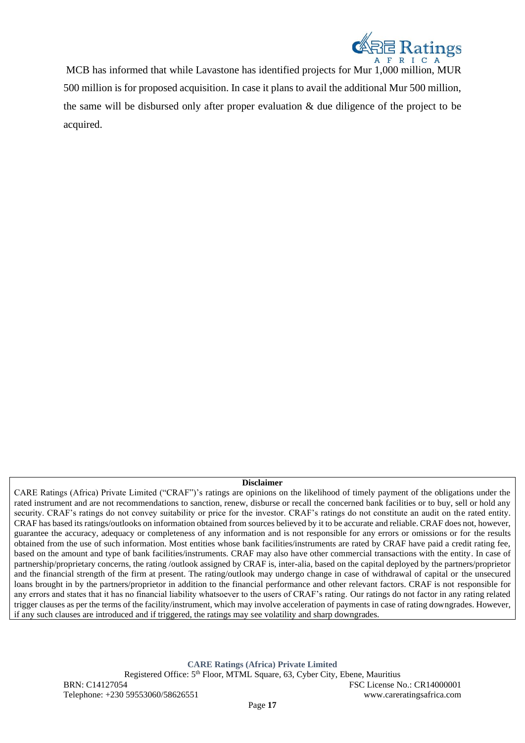MCB has informed that while Lavastone has identified projects for Mur 1,000 million, MUR 500 million is for proposed acquisition. In case it plans to avail the additional Mur 500 million, the same will be disbursed only after proper evaluation & due diligence of the project to be acquired.

**Disclaimer**

CARE Ratings (Africa) Private Limited ("CRAF")'s ratings are opinions on the likelihood of timely payment of the obligations under the rated instrument and are not recommendations to sanction, renew, disburse or recall the concerned bank facilities or to buy, sell or hold any security. CRAF's ratings do not convey suitability or price for the investor. CRAF's ratings do not constitute an audit on the rated entity. CRAF has based its ratings/outlooks on information obtained from sources believed by it to be accurate and reliable. CRAF does not, however, guarantee the accuracy, adequacy or completeness of any information and is not responsible for any errors or omissions or for the results obtained from the use of such information. Most entities whose bank facilities/instruments are rated by CRAF have paid a credit rating fee, based on the amount and type of bank facilities/instruments. CRAF may also have other commercial transactions with the entity. In case of partnership/proprietary concerns, the rating /outlook assigned by CRAF is, inter-alia, based on the capital deployed by the partners/proprietor and the financial strength of the firm at present. The rating/outlook may undergo change in case of withdrawal of capital or the unsecured loans brought in by the partners/proprietor in addition to the financial performance and other relevant factors. CRAF is not responsible for any errors and states that it has no financial liability whatsoever to the users of CRAF's rating. Our ratings do not factor in any rating related trigger clauses as per the terms of the facility/instrument, which may involve acceleration of payments in case of rating downgrades. However, if any such clauses are introduced and if triggered, the ratings may see volatility and sharp downgrades.